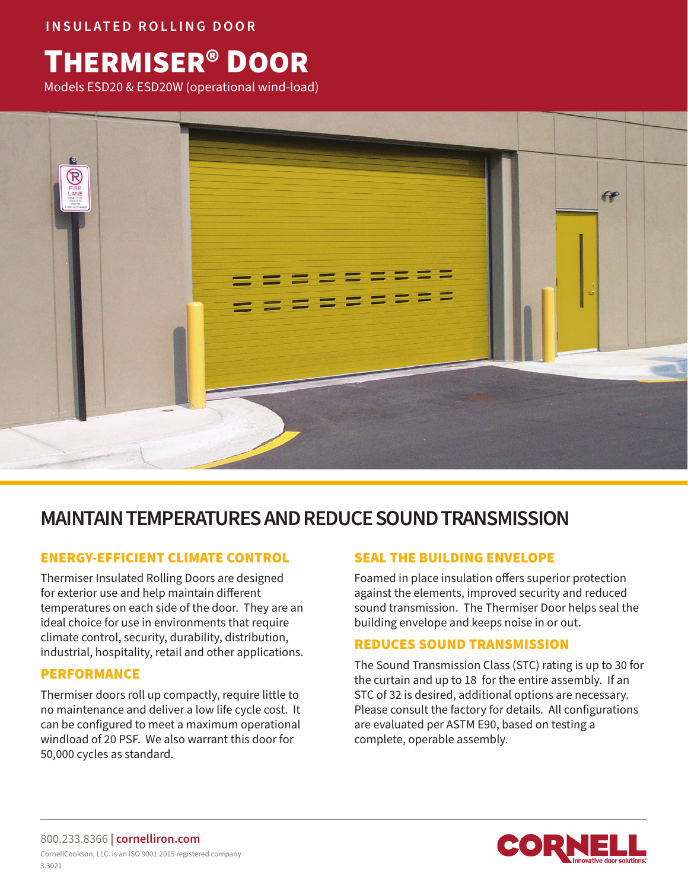INSULATED ROLLING DOOR

# THERMISER® DOOR

Models ESD20 & ESD20W (operational wind-load)

## MAINTAIN TEMPERATURES AND REDUCE SOUND TRANSMISSION

### ENERGY-EFFICIENT CLIMATE CONTROL

Thermiser Insulated Rolling Doors are designed for exterior use and help maintain different temperatures on each side of the door. They are an ideal choice for use in environments that require climate control, security, durability, distribution, industrial, hospitality, retail and other applications.

### PERFORMANCE

Thermiser doors roll up compactly, require little to no maintenance and deliver a low life cycle cost. It can be configured to meet a maximum operational windload of 20 PSF. We also warrant this door for 50,000 cycles as standard.

### SEAL THE BUILDING ENVELOPE

Foamed in place insulation offers superior protection against the elements, improved security and reduced sound transmission. The Thermiser Door helps seal the building envelope and keeps noise in or out.

### REDUCES SOUND TRANSMISSION

The Sound Transmission Class (STC) rating is up to 30 for the curtain and up to 18 for the entire assembly. If an STC of 32 is desired, additional options are necessary. Please consult the factory for details. All configurations are evaluated per ASTM E90, based on testing a complete, operable assembly.

800.233.8366 | **cornelliron.com**

CornellCookson, LLC. is an ISO 9001:2015 registered company

3.3021

CORNELL Innovative door solutions.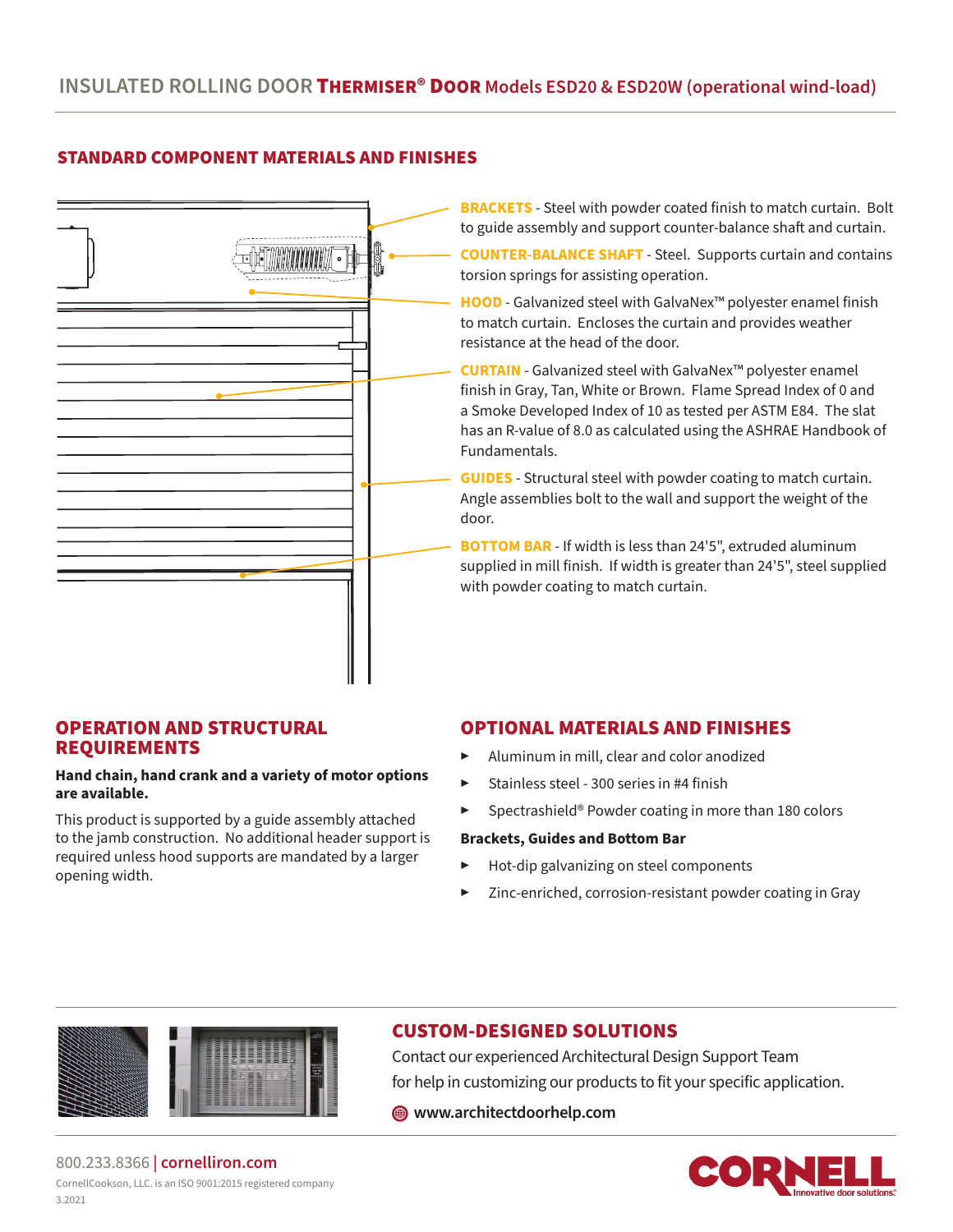# INSULATED ROLLING DOOR THERMISER® DOOR Models ESD20 & ESD20W (operational wind-load)

## STANDARD COMPONENT MATERIALS AND FINISHES

**BRACKETS** - Steel with powder coated finish to match curtain. Bolt to guide assembly and support counter-balance shaft and curtain.

**COUNTER-BALANCE SHAFT** - Steel. Supports curtain and contains torsion springs for assisting operation.

**HOOD** - Galvanized steel with GalvaNex™ polyester enamel finish to match curtain. Encloses the curtain and provides weather resistance at the head of the door.

**CURTAIN** - Galvanized steel with GalvaNex™ polyester enamel finish in Gray, Tan, White or Brown. Flame Spread Index of 0 and a Smoke Developed Index of 10 as tested per ASTM E84. The slat has an R-value of 8.0 as calculated using the ASHRAE Handbook of Fundamentals.

**GUIDES** - Structural steel with powder coating to match curtain. Angle assemblies bolt to the wall and support the weight of the door.

**BOTTOM BAR** - If width is less than 24'5", extruded aluminum supplied in mill finish. If width is greater than 24'5", steel supplied with powder coating to match curtain.

## OPERATION AND STRUCTURAL REQUIREMENTS

**Hand chain, hand crank and a variety of motor options are available.**

This product is supported by a guide assembly attached to the jamb construction. No additional header support is required unless hood supports are mandated by a larger opening width.

## OPTIONAL MATERIALS AND FINISHES

- Aluminum in mill, clear and color anodized
- Stainless steel - 300 series in #4 finish
- Spectrashield® Powder coating in more than 180 colors

**Brackets, Guides and Bottom Bar**

- Hot-dip galvanizing on steel components
- Zinc-enriched, corrosion-resistant powder coating in Gray

## CUSTOM-DESIGNED SOLUTIONS

Contact our experienced Architectural Design Support Team for help in customizing our products to fit your specific application.

**www.architectdoorhelp.com**

800.233.8366 | cornelliron.com

CornellCookson, LLC. is an ISO 9001:2015 registered company

3.2021